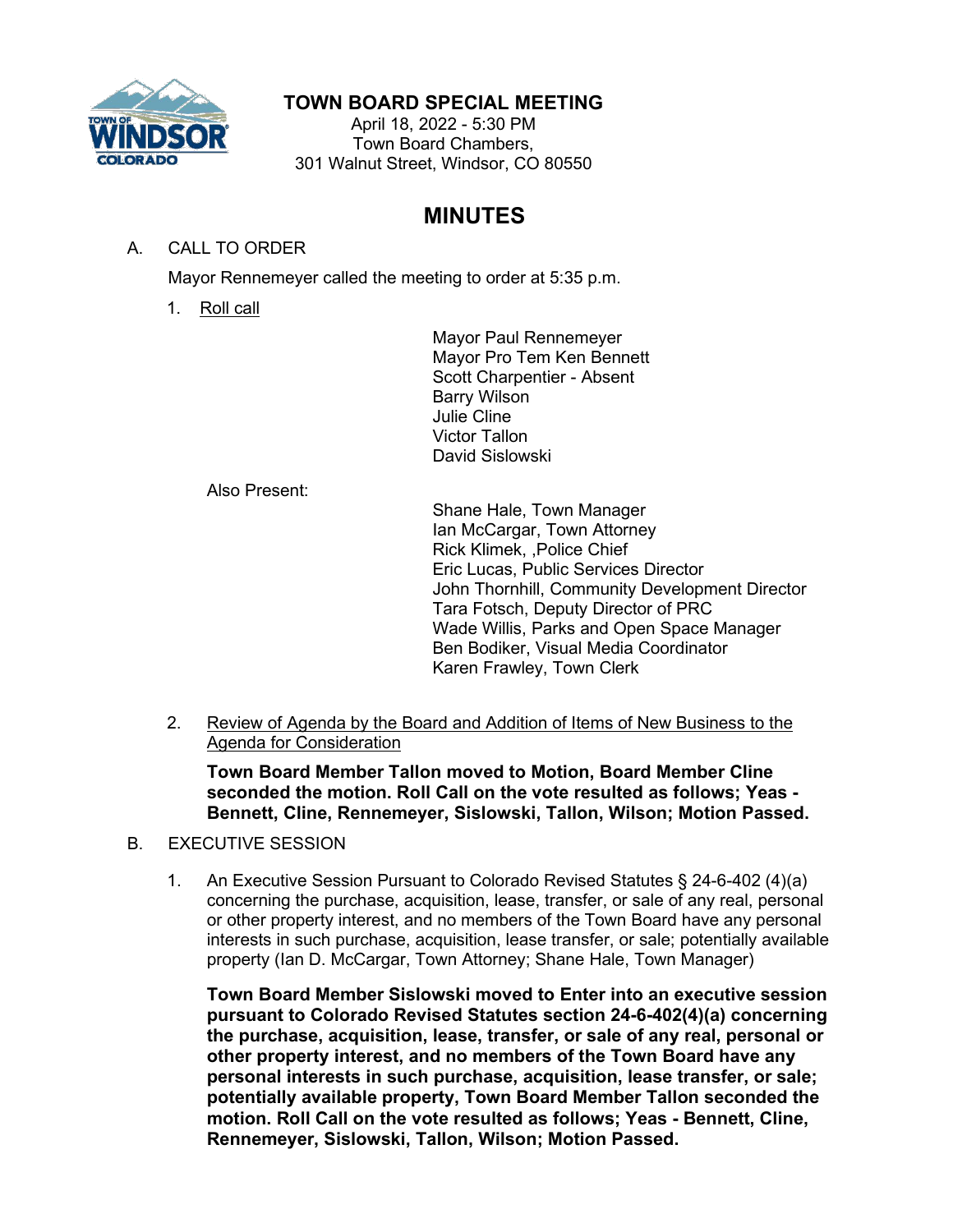# TOWN BOARD SPECIAL MEETING

April 18, 2022 - 5:30 PM
Town Board Chambers,
301 Walnut Street, Windsor, CO 80550

## MINUTES

A. CALL TO ORDER

Mayor Rennemeyer called the meeting to order at 5:35 p.m.

1. Roll call

Mayor Paul Rennemeyer
Mayor Pro Tem Ken Bennett
Scott Charpentier - Absent
Barry Wilson
Julie Cline
Victor Tallon
David Sislowski

Also Present:

Shane Hale, Town Manager
Ian McCargar, Town Attorney
Rick Klimek, ,Police Chief
Eric Lucas, Public Services Director
John Thornhill, Community Development Director
Tara Fotsch, Deputy Director of PRC
Wade Willis, Parks and Open Space Manager
Ben Bodiker, Visual Media Coordinator
Karen Frawley, Town Clerk

2. Review of Agenda by the Board and Addition of Items of New Business to the Agenda for Consideration

**Town Board Member Tallon moved to Motion, Board Member Cline seconded the motion. Roll Call on the vote resulted as follows; Yeas - Bennett, Cline, Rennemeyer, Sislowski, Tallon, Wilson; Motion Passed.**

B. EXECUTIVE SESSION

1. An Executive Session Pursuant to Colorado Revised Statutes § 24-6-402 (4)(a) concerning the purchase, acquisition, lease, transfer, or sale of any real, personal or other property interest, and no members of the Town Board have any personal interests in such purchase, acquisition, lease transfer, or sale; potentially available property (Ian D. McCargar, Town Attorney; Shane Hale, Town Manager)

**Town Board Member Sislowski moved to Enter into an executive session pursuant to Colorado Revised Statutes section 24-6-402(4)(a) concerning the purchase, acquisition, lease, transfer, or sale of any real, personal or other property interest, and no members of the Town Board have any personal interests in such purchase, acquisition, lease transfer, or sale; potentially available property, Town Board Member Tallon seconded the motion. Roll Call on the vote resulted as follows; Yeas - Bennett, Cline, Rennemeyer, Sislowski, Tallon, Wilson; Motion Passed.**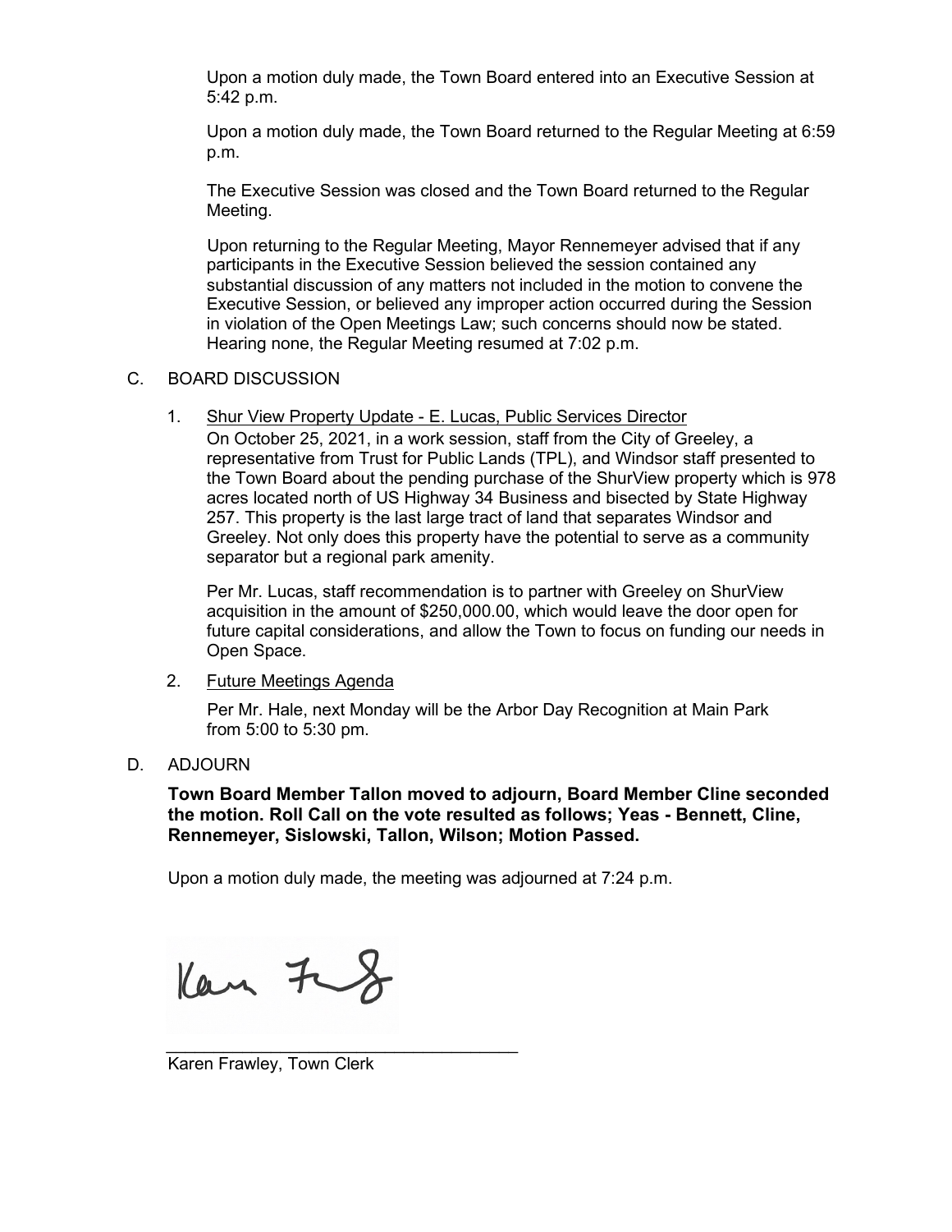Upon a motion duly made, the Town Board entered into an Executive Session at 5:42 p.m.

Upon a motion duly made, the Town Board returned to the Regular Meeting at 6:59 p.m.

The Executive Session was closed and the Town Board returned to the Regular Meeting.

Upon returning to the Regular Meeting, Mayor Rennemeyer advised that if any participants in the Executive Session believed the session contained any substantial discussion of any matters not included in the motion to convene the Executive Session, or believed any improper action occurred during the Session in violation of the Open Meetings Law; such concerns should now be stated. Hearing none, the Regular Meeting resumed at 7:02 p.m.

C. BOARD DISCUSSION

1. Shur View Property Update - E. Lucas, Public Services Director

   On October 25, 2021, in a work session, staff from the City of Greeley, a representative from Trust for Public Lands (TPL), and Windsor staff presented to the Town Board about the pending purchase of the ShurView property which is 978 acres located north of US Highway 34 Business and bisected by State Highway 257. This property is the last large tract of land that separates Windsor and Greeley. Not only does this property have the potential to serve as a community separator but a regional park amenity.

   Per Mr. Lucas, staff recommendation is to partner with Greeley on ShurView acquisition in the amount of $250,000.00, which would leave the door open for future capital considerations, and allow the Town to focus on funding our needs in Open Space.

2. Future Meetings Agenda

   Per Mr. Hale, next Monday will be the Arbor Day Recognition at Main Park from 5:00 to 5:30 pm.

D. ADJOURN

**Town Board Member Tallon moved to adjourn, Board Member Cline seconded the motion. Roll Call on the vote resulted as follows; Yeas - Bennett, Cline, Rennemeyer, Sislowski, Tallon, Wilson; Motion Passed.**

Upon a motion duly made, the meeting was adjourned at 7:24 p.m.

\_\_\_\_\_\_\_\_\_\_\_\_\_\_\_\_\_\_\_\_\_\_\_\_\_\_\_\_\_\_\_\_\_\_\_\_\_\_

Karen Frawley, Town Clerk